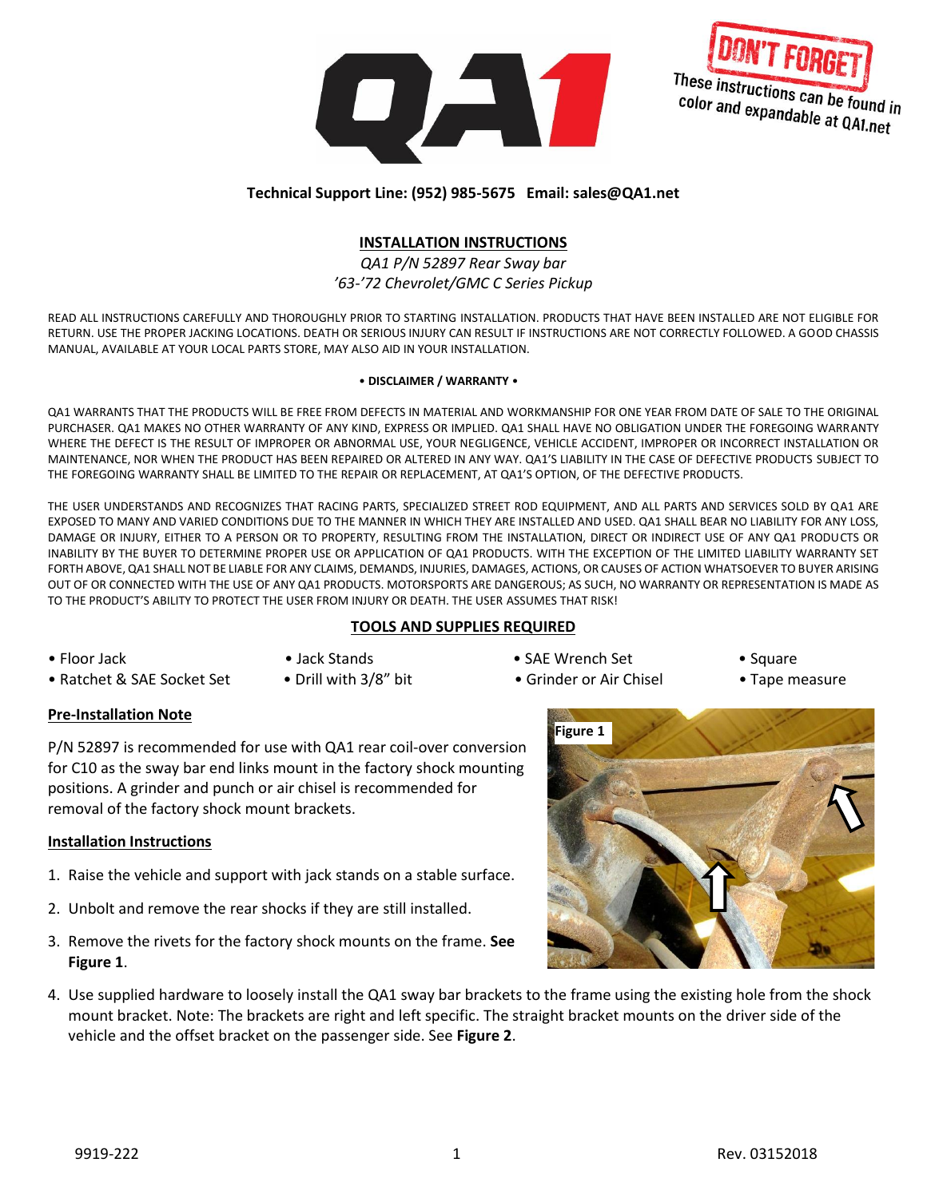DON'T FORGET These instructions can be found in color and expandable at QA1.net

**Technical Support Line: (952) 985-5675 Email: sales@QA1.net**

## INSTALLATION INSTRUCTIONS

*QA1 P/N 52897 Rear Sway bar*
*'63-'72 Chevrolet/GMC C Series Pickup*

READ ALL INSTRUCTIONS CAREFULLY AND THOROUGHLY PRIOR TO STARTING INSTALLATION. PRODUCTS THAT HAVE BEEN INSTALLED ARE NOT ELIGIBLE FOR RETURN. USE THE PROPER JACKING LOCATIONS. DEATH OR SERIOUS INJURY CAN RESULT IF INSTRUCTIONS ARE NOT CORRECTLY FOLLOWED. A GOOD CHASSIS MANUAL, AVAILABLE AT YOUR LOCAL PARTS STORE, MAY ALSO AID IN YOUR INSTALLATION.

**• DISCLAIMER / WARRANTY •**

QA1 WARRANTS THAT THE PRODUCTS WILL BE FREE FROM DEFECTS IN MATERIAL AND WORKMANSHIP FOR ONE YEAR FROM DATE OF SALE TO THE ORIGINAL PURCHASER. QA1 MAKES NO OTHER WARRANTY OF ANY KIND, EXPRESS OR IMPLIED. QA1 SHALL HAVE NO OBLIGATION UNDER THE FOREGOING WARRANTY WHERE THE DEFECT IS THE RESULT OF IMPROPER OR ABNORMAL USE, YOUR NEGLIGENCE, VEHICLE ACCIDENT, IMPROPER OR INCORRECT INSTALLATION OR MAINTENANCE, NOR WHEN THE PRODUCT HAS BEEN REPAIRED OR ALTERED IN ANY WAY. QA1'S LIABILITY IN THE CASE OF DEFECTIVE PRODUCTS SUBJECT TO THE FOREGOING WARRANTY SHALL BE LIMITED TO THE REPAIR OR REPLACEMENT, AT QA1'S OPTION, OF THE DEFECTIVE PRODUCTS.

THE USER UNDERSTANDS AND RECOGNIZES THAT RACING PARTS, SPECIALIZED STREET ROD EQUIPMENT, AND ALL PARTS AND SERVICES SOLD BY QA1 ARE EXPOSED TO MANY AND VARIED CONDITIONS DUE TO THE MANNER IN WHICH THEY ARE INSTALLED AND USED. QA1 SHALL BEAR NO LIABILITY FOR ANY LOSS, DAMAGE OR INJURY, EITHER TO A PERSON OR TO PROPERTY, RESULTING FROM THE INSTALLATION, DIRECT OR INDIRECT USE OF ANY QA1 PRODUCTS OR INABILITY BY THE BUYER TO DETERMINE PROPER USE OR APPLICATION OF QA1 PRODUCTS. WITH THE EXCEPTION OF THE LIMITED LIABILITY WARRANTY SET FORTH ABOVE, QA1 SHALL NOT BE LIABLE FOR ANY CLAIMS, DEMANDS, INJURIES, DAMAGES, ACTIONS, OR CAUSES OF ACTION WHATSOEVER TO BUYER ARISING OUT OF OR CONNECTED WITH THE USE OF ANY QA1 PRODUCTS. MOTORSPORTS ARE DANGEROUS; AS SUCH, NO WARRANTY OR REPRESENTATION IS MADE AS TO THE PRODUCT'S ABILITY TO PROTECT THE USER FROM INJURY OR DEATH. THE USER ASSUMES THAT RISK!

## TOOLS AND SUPPLIES REQUIRED

- Floor Jack
- Ratchet & SAE Socket Set
- Jack Stands
- Drill with 3/8" bit
- SAE Wrench Set
- Grinder or Air Chisel
- Square
- Tape measure

### Pre-Installation Note

P/N 52897 is recommended for use with QA1 rear coil-over conversion for C10 as the sway bar end links mount in the factory shock mounting positions. A grinder and punch or air chisel is recommended for removal of the factory shock mount brackets.

### Installation Instructions

1. Raise the vehicle and support with jack stands on a stable surface.
2. Unbolt and remove the rear shocks if they are still installed.
3. Remove the rivets for the factory shock mounts on the frame. **See Figure 1**.

**Figure 1**

4. Use supplied hardware to loosely install the QA1 sway bar brackets to the frame using the existing hole from the shock mount bracket. Note: The brackets are right and left specific. The straight bracket mounts on the driver side of the vehicle and the offset bracket on the passenger side. See **Figure 2**.

9919-222 Rev. 03152018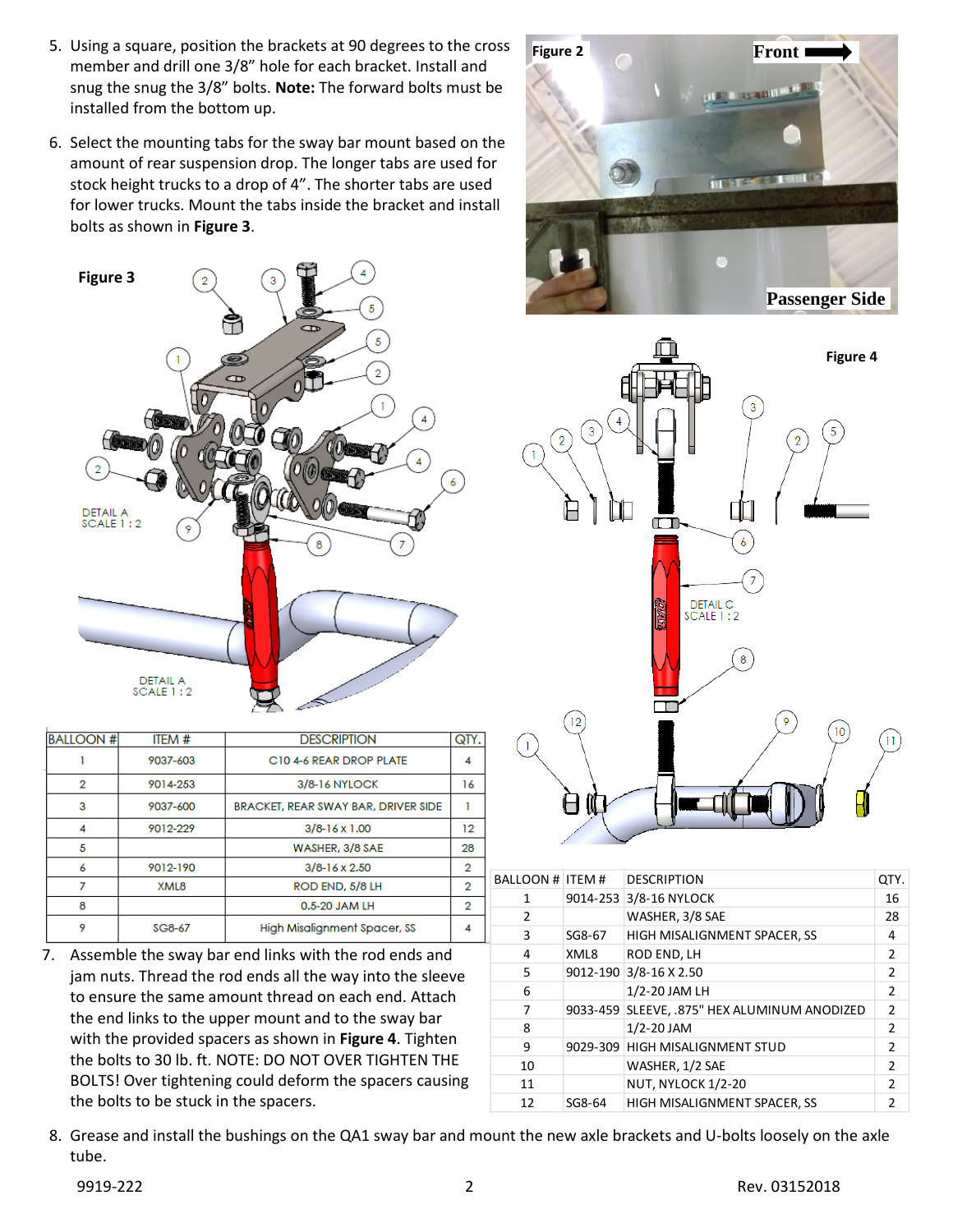5. Using a square, position the brackets at 90 degrees to the cross member and drill one 3/8" hole for each bracket. Install and snug the snug the 3/8" bolts. **Note:** The forward bolts must be installed from the bottom up.

6. Select the mounting tabs for the sway bar mount based on the amount of rear suspension drop. The longer tabs are used for stock height trucks to a drop of 4". The shorter tabs are used for lower trucks. Mount the tabs inside the bracket and install bolts as shown in **Figure 3**.

Figure 2

Figure 3

| BALLOON # | ITEM # | DESCRIPTION | QTY. |
|---|---|---|---|
| 1 | 9037-603 | C10 4-6 REAR DROP PLATE | 4 |
| 2 | 9014-253 | 3/8-16 NYLOCK | 16 |
| 3 | 9037-600 | BRACKET, REAR SWAY BAR, DRIVER SIDE | 1 |
| 4 | 9012-229 | 3/8-16 x 1.00 | 12 |
| 5 | | WASHER, 3/8 SAE | 28 |
| 6 | 9012-190 | 3/8-16 x 2.50 | 2 |
| 7 | XML8 | ROD END, 5/8 LH | 2 |
| 8 | | 0.5-20 JAM LH | 2 |
| 9 | SG8-67 | High Misalignment Spacer, SS | 4 |

7. Assemble the sway bar end links with the rod ends and jam nuts. Thread the rod ends all the way into the sleeve to ensure the same amount thread on each end. Attach the end links to the upper mount and to the sway bar with the provided spacers as shown in **Figure 4**. Tighten the bolts to 30 lb. ft. NOTE: DO NOT OVER TIGHTEN THE BOLTS! Over tightening could deform the spacers causing the bolts to be stuck in the spacers.

Figure 4

| BALLOON # | ITEM # | DESCRIPTION | QTY. |
|---|---|---|---|
| 1 | 9014-253 | 3/8-16 NYLOCK | 16 |
| 2 | | WASHER, 3/8 SAE | 28 |
| 3 | SG8-67 | HIGH MISALIGNMENT SPACER, SS | 4 |
| 4 | XML8 | ROD END, LH | 2 |
| 5 | 9012-190 | 3/8-16 X 2.50 | 2 |
| 6 | | 1/2-20 JAM LH | 2 |
| 7 | 9033-459 | SLEEVE, .875" HEX ALUMINUM ANODIZED | 2 |
| 8 | | 1/2-20 JAM | 2 |
| 9 | 9029-309 | HIGH MISALIGNMENT STUD | 2 |
| 10 | | WASHER, 1/2 SAE | 2 |
| 11 | | NUT, NYLOCK 1/2-20 | 2 |
| 12 | SG8-64 | HIGH MISALIGNMENT SPACER, SS | 2 |

8. Grease and install the bushings on the QA1 sway bar and mount the new axle brackets and U-bolts loosely on the axle tube.

9919-222 Rev. 03152018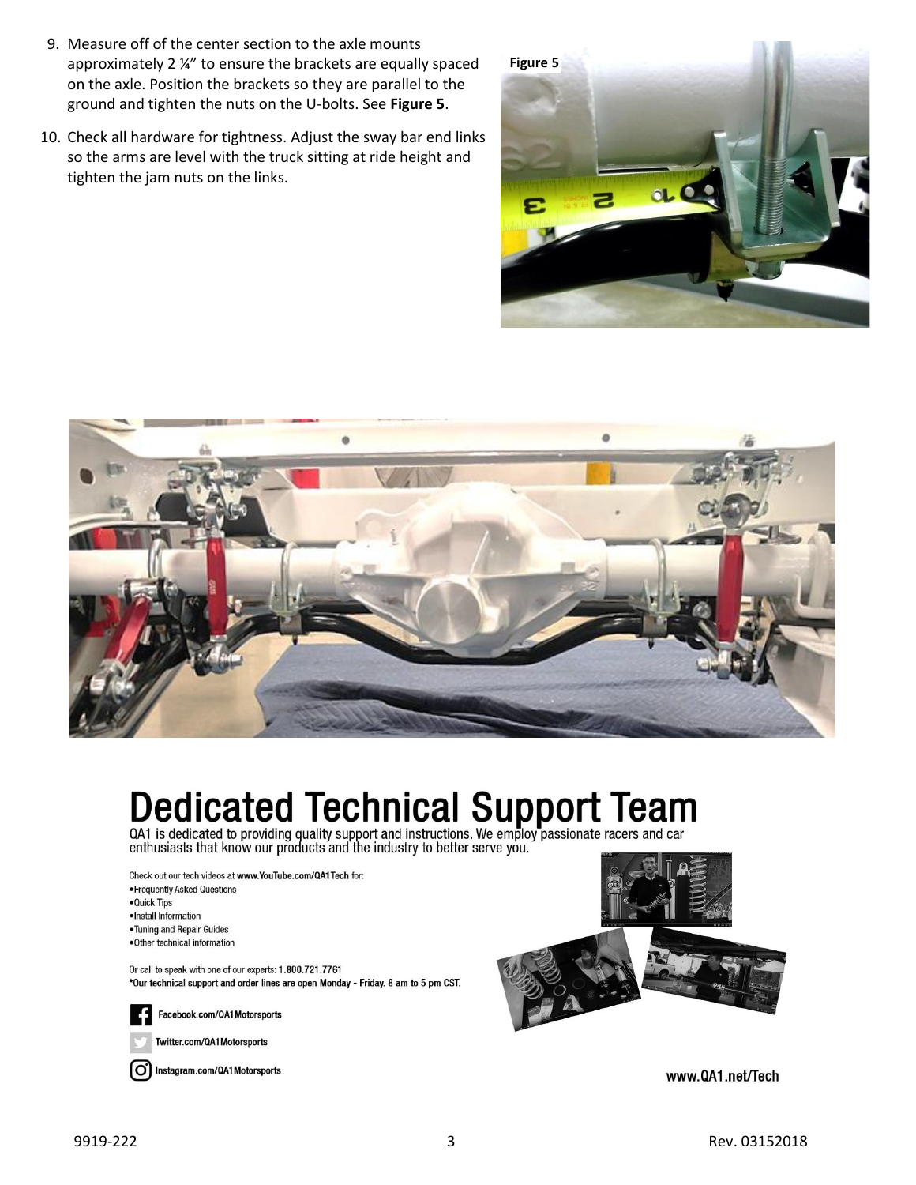9. Measure off of the center section to the axle mounts approximately 2 ¼" to ensure the brackets are equally spaced on the axle. Position the brackets so they are parallel to the ground and tighten the nuts on the U-bolts. See **Figure 5**.

10. Check all hardware for tightness. Adjust the sway bar end links so the arms are level with the truck sitting at ride height and tighten the jam nuts on the links.

**Figure 5**

# Dedicated Technical Support Team

QA1 is dedicated to providing quality support and instructions. We employ passionate racers and car enthusiasts that know our products and the industry to better serve you.

Check out our tech videos at **www.YouTube.com/QA1Tech** for:

- Frequently Asked Questions
- Quick Tips
- Install Information
- Tuning and Repair Guides
- Other technical information

Or call to speak with one of our experts: **1.800.721.7761**

***Our technical support and order lines are open Monday - Friday. 8 am to 5 pm CST.**

**Facebook.com/QA1Motorsports**

**Twitter.com/QA1Motorsports**

**Instagram.com/QA1Motorsports**

**www.QA1.net/Tech**

9919-222

Rev. 03152018